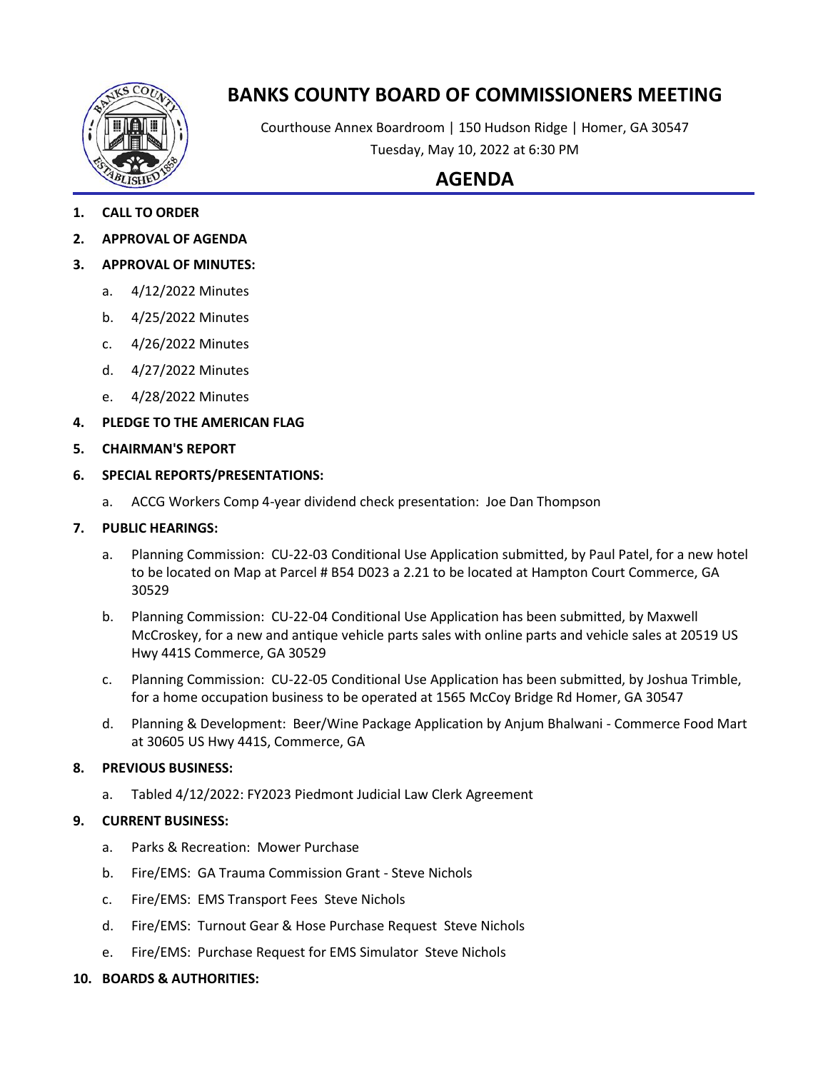# BANKS COUNTY BOARD OF COMMISSIONERS MEETING

Courthouse Annex Boardroom | 150 Hudson Ridge | Homer, GA 30547

Tuesday, May 10, 2022 at 6:30 PM

## AGENDA

1. **CALL TO ORDER**
2. **APPROVAL OF AGENDA**
3. **APPROVAL OF MINUTES:**
   a. 4/12/2022 Minutes
   b. 4/25/2022 Minutes
   c. 4/26/2022 Minutes
   d. 4/27/2022 Minutes
   e. 4/28/2022 Minutes
4. **PLEDGE TO THE AMERICAN FLAG**
5. **CHAIRMAN'S REPORT**
6. **SPECIAL REPORTS/PRESENTATIONS:**
   a. ACCG Workers Comp 4-year dividend check presentation: Joe Dan Thompson
7. **PUBLIC HEARINGS:**
   a. Planning Commission: CU-22-03 Conditional Use Application submitted, by Paul Patel, for a new hotel to be located on Map at Parcel # B54 D023 a 2.21 to be located at Hampton Court Commerce, GA 30529
   b. Planning Commission: CU-22-04 Conditional Use Application has been submitted, by Maxwell McCroskey, for a new and antique vehicle parts sales with online parts and vehicle sales at 20519 US Hwy 441S Commerce, GA 30529
   c. Planning Commission: CU-22-05 Conditional Use Application has been submitted, by Joshua Trimble, for a home occupation business to be operated at 1565 McCoy Bridge Rd Homer, GA 30547
   d. Planning & Development: Beer/Wine Package Application by Anjum Bhalwani - Commerce Food Mart at 30605 US Hwy 441S, Commerce, GA
8. **PREVIOUS BUSINESS:**
   a. Tabled 4/12/2022: FY2023 Piedmont Judicial Law Clerk Agreement
9. **CURRENT BUSINESS:**
   a. Parks & Recreation: Mower Purchase
   b. Fire/EMS: GA Trauma Commission Grant - Steve Nichols
   c. Fire/EMS: EMS Transport Fees Steve Nichols
   d. Fire/EMS: Turnout Gear & Hose Purchase Request Steve Nichols
   e. Fire/EMS: Purchase Request for EMS Simulator Steve Nichols
10. **BOARDS & AUTHORITIES:**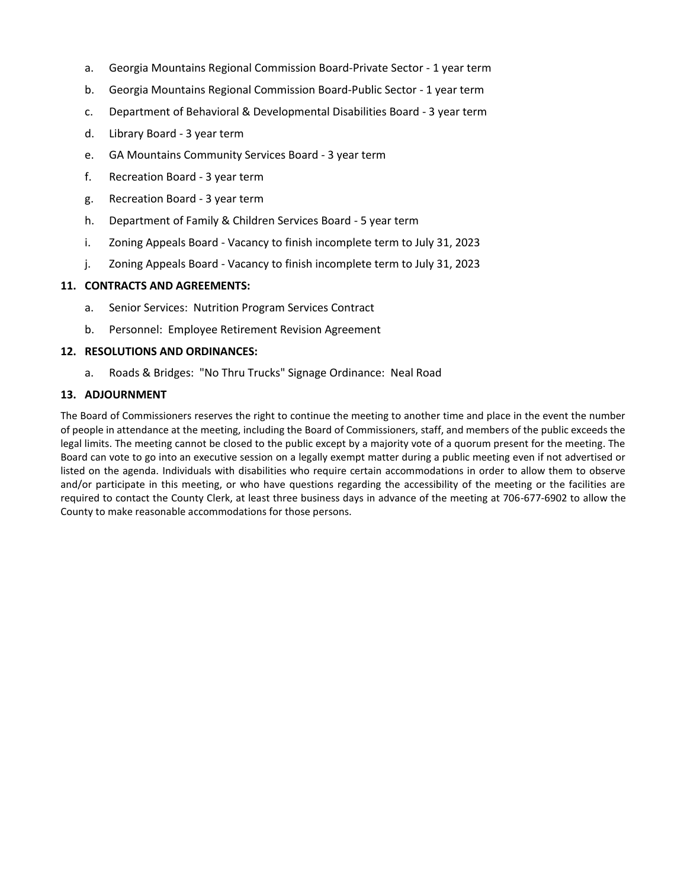a. Georgia Mountains Regional Commission Board-Private Sector - 1 year term

b. Georgia Mountains Regional Commission Board-Public Sector - 1 year term

c. Department of Behavioral & Developmental Disabilities Board - 3 year term

d. Library Board - 3 year term

e. GA Mountains Community Services Board - 3 year term

f. Recreation Board - 3 year term

g. Recreation Board - 3 year term

h. Department of Family & Children Services Board - 5 year term

i. Zoning Appeals Board - Vacancy to finish incomplete term to July 31, 2023

j. Zoning Appeals Board - Vacancy to finish incomplete term to July 31, 2023

**11. CONTRACTS AND AGREEMENTS:**

a. Senior Services: Nutrition Program Services Contract

b. Personnel: Employee Retirement Revision Agreement

**12. RESOLUTIONS AND ORDINANCES:**

a. Roads & Bridges: "No Thru Trucks" Signage Ordinance: Neal Road

**13. ADJOURNMENT**

The Board of Commissioners reserves the right to continue the meeting to another time and place in the event the number of people in attendance at the meeting, including the Board of Commissioners, staff, and members of the public exceeds the legal limits. The meeting cannot be closed to the public except by a majority vote of a quorum present for the meeting. The Board can vote to go into an executive session on a legally exempt matter during a public meeting even if not advertised or listed on the agenda. Individuals with disabilities who require certain accommodations in order to allow them to observe and/or participate in this meeting, or who have questions regarding the accessibility of the meeting or the facilities are required to contact the County Clerk, at least three business days in advance of the meeting at 706-677-6902 to allow the County to make reasonable accommodations for those persons.